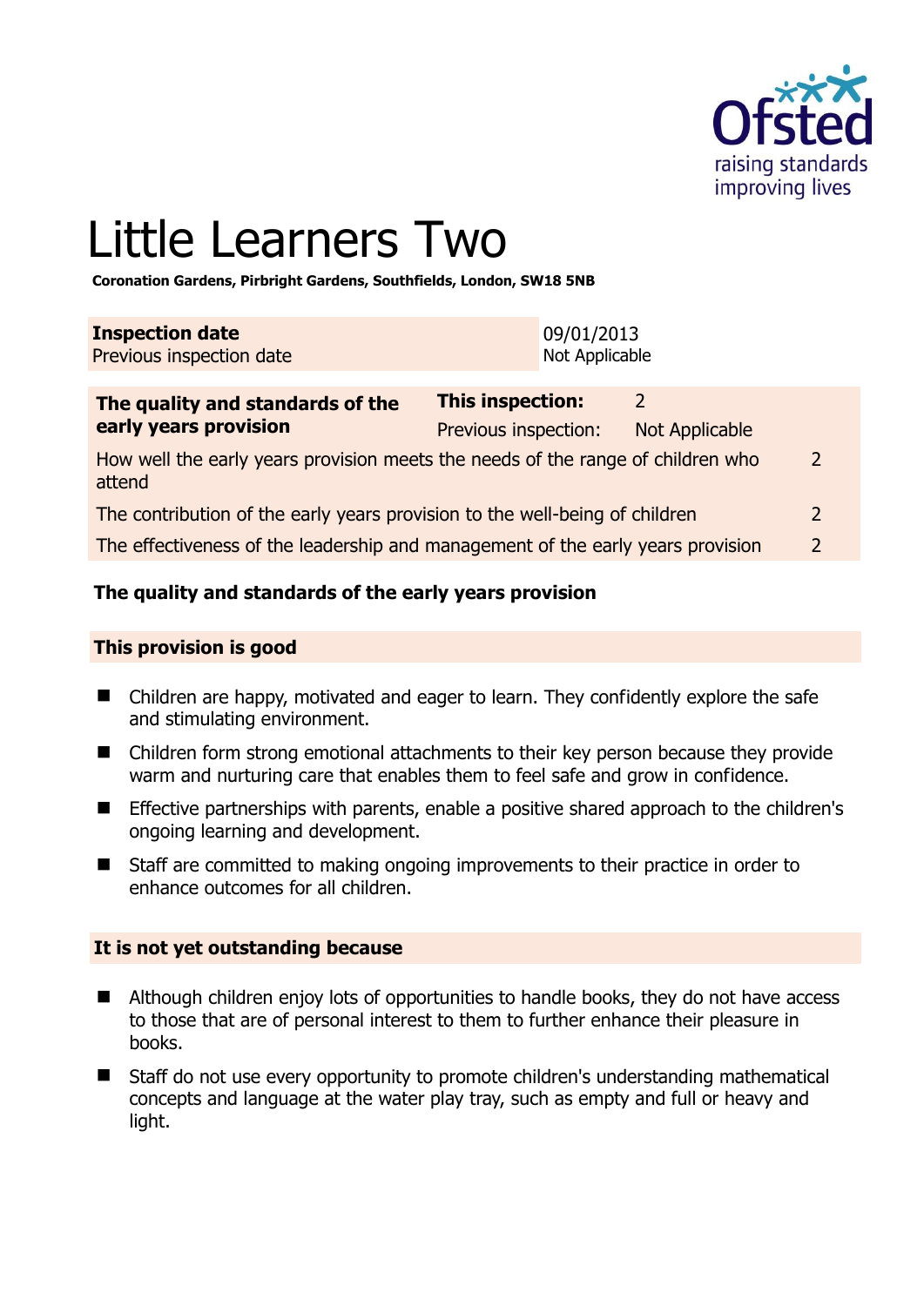# Little Learners Two

**Coronation Gardens, Pirbright Gardens, Southfields, London, SW18 5NB**

| **Inspection date** | 09/01/2013 |
|---|---|
| Previous inspection date | Not Applicable |

| **The quality and standards of the early years provision** | **This inspection:** | 2 |
|---|---|---|
| | Previous inspection: | Not Applicable |
| How well the early years provision meets the needs of the range of children who attend | | 2 |
| The contribution of the early years provision to the well-being of children | | 2 |
| The effectiveness of the leadership and management of the early years provision | | 2 |

## The quality and standards of the early years provision

### This provision is good

- Children are happy, motivated and eager to learn. They confidently explore the safe and stimulating environment.
- Children form strong emotional attachments to their key person because they provide warm and nurturing care that enables them to feel safe and grow in confidence.
- Effective partnerships with parents, enable a positive shared approach to the children's ongoing learning and development.
- Staff are committed to making ongoing improvements to their practice in order to enhance outcomes for all children.

### It is not yet outstanding because

- Although children enjoy lots of opportunities to handle books, they do not have access to those that are of personal interest to them to further enhance their pleasure in books.
- Staff do not use every opportunity to promote children's understanding mathematical concepts and language at the water play tray, such as empty and full or heavy and light.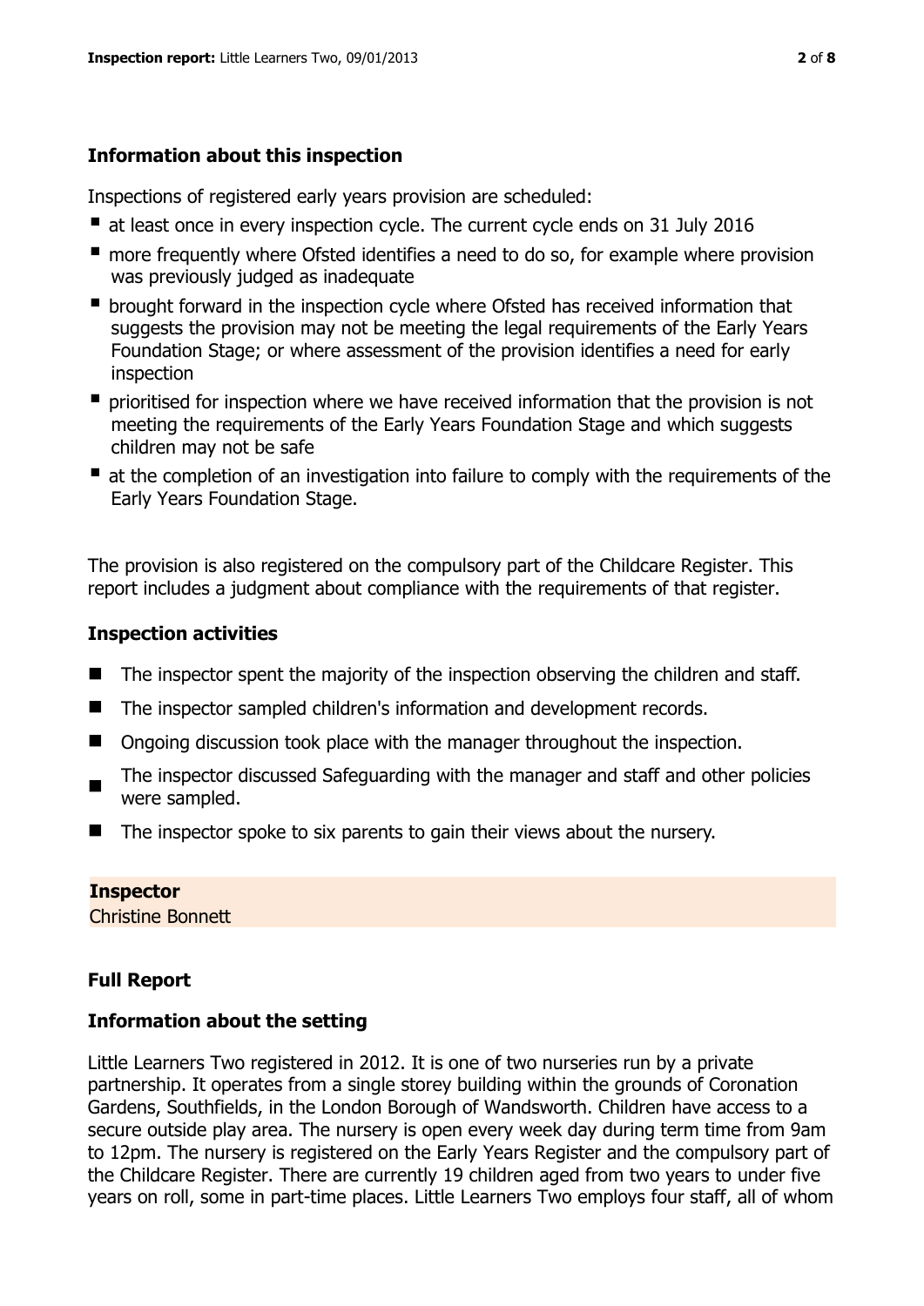### Information about this inspection

Inspections of registered early years provision are scheduled:

- at least once in every inspection cycle. The current cycle ends on 31 July 2016
- more frequently where Ofsted identifies a need to do so, for example where provision was previously judged as inadequate
- brought forward in the inspection cycle where Ofsted has received information that suggests the provision may not be meeting the legal requirements of the Early Years Foundation Stage; or where assessment of the provision identifies a need for early inspection
- prioritised for inspection where we have received information that the provision is not meeting the requirements of the Early Years Foundation Stage and which suggests children may not be safe
- at the completion of an investigation into failure to comply with the requirements of the Early Years Foundation Stage.

The provision is also registered on the compulsory part of the Childcare Register. This report includes a judgment about compliance with the requirements of that register.

### Inspection activities

- The inspector spent the majority of the inspection observing the children and staff.
- The inspector sampled children's information and development records.
- Ongoing discussion took place with the manager throughout the inspection.
- The inspector discussed Safeguarding with the manager and staff and other policies were sampled.
- The inspector spoke to six parents to gain their views about the nursery.

**Inspector**
Christine Bonnett

### Full Report

### Information about the setting

Little Learners Two registered in 2012. It is one of two nurseries run by a private partnership. It operates from a single storey building within the grounds of Coronation Gardens, Southfields, in the London Borough of Wandsworth. Children have access to a secure outside play area. The nursery is open every week day during term time from 9am to 12pm. The nursery is registered on the Early Years Register and the compulsory part of the Childcare Register. There are currently 19 children aged from two years to under five years on roll, some in part-time places. Little Learners Two employs four staff, all of whom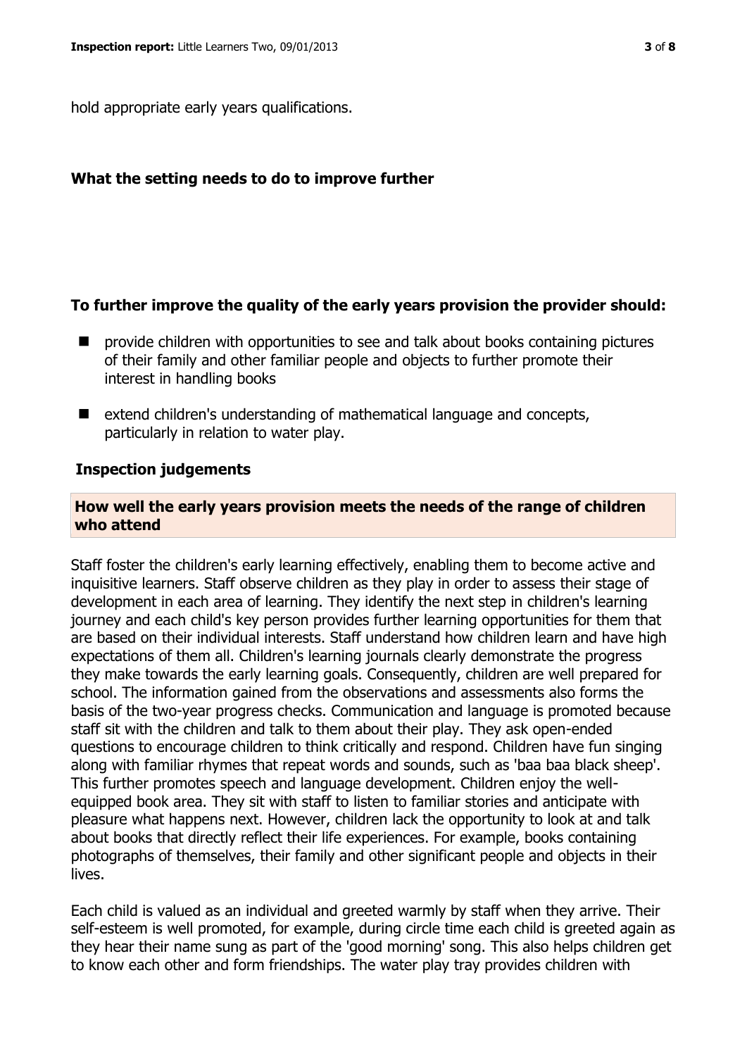hold appropriate early years qualifications.

**What the setting needs to do to improve further**

**To further improve the quality of the early years provision the provider should:**

- provide children with opportunities to see and talk about books containing pictures of their family and other familiar people and objects to further promote their interest in handling books
- extend children's understanding of mathematical language and concepts, particularly in relation to water play.

**Inspection judgements**

**How well the early years provision meets the needs of the range of children who attend**

Staff foster the children's early learning effectively, enabling them to become active and inquisitive learners. Staff observe children as they play in order to assess their stage of development in each area of learning. They identify the next step in children's learning journey and each child's key person provides further learning opportunities for them that are based on their individual interests. Staff understand how children learn and have high expectations of them all. Children's learning journals clearly demonstrate the progress they make towards the early learning goals. Consequently, children are well prepared for school. The information gained from the observations and assessments also forms the basis of the two-year progress checks. Communication and language is promoted because staff sit with the children and talk to them about their play. They ask open-ended questions to encourage children to think critically and respond. Children have fun singing along with familiar rhymes that repeat words and sounds, such as 'baa baa black sheep'. This further promotes speech and language development. Children enjoy the well-equipped book area. They sit with staff to listen to familiar stories and anticipate with pleasure what happens next. However, children lack the opportunity to look at and talk about books that directly reflect their life experiences. For example, books containing photographs of themselves, their family and other significant people and objects in their lives.

Each child is valued as an individual and greeted warmly by staff when they arrive. Their self-esteem is well promoted, for example, during circle time each child is greeted again as they hear their name sung as part of the 'good morning' song. This also helps children get to know each other and form friendships. The water play tray provides children with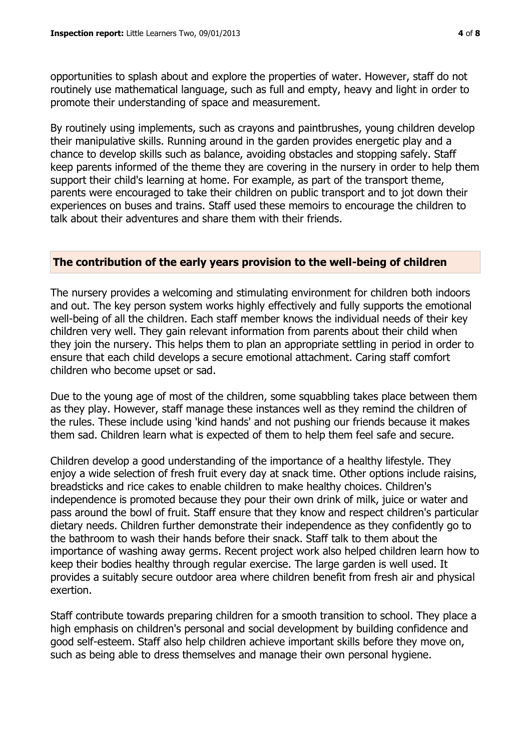opportunities to splash about and explore the properties of water. However, staff do not routinely use mathematical language, such as full and empty, heavy and light in order to promote their understanding of space and measurement.

By routinely using implements, such as crayons and paintbrushes, young children develop their manipulative skills. Running around in the garden provides energetic play and a chance to develop skills such as balance, avoiding obstacles and stopping safely. Staff keep parents informed of the theme they are covering in the nursery in order to help them support their child's learning at home. For example, as part of the transport theme, parents were encouraged to take their children on public transport and to jot down their experiences on buses and trains. Staff used these memoirs to encourage the children to talk about their adventures and share them with their friends.

## The contribution of the early years provision to the well-being of children

The nursery provides a welcoming and stimulating environment for children both indoors and out. The key person system works highly effectively and fully supports the emotional well-being of all the children. Each staff member knows the individual needs of their key children very well. They gain relevant information from parents about their child when they join the nursery. This helps them to plan an appropriate settling in period in order to ensure that each child develops a secure emotional attachment. Caring staff comfort children who become upset or sad.

Due to the young age of most of the children, some squabbling takes place between them as they play. However, staff manage these instances well as they remind the children of the rules. These include using 'kind hands' and not pushing our friends because it makes them sad. Children learn what is expected of them to help them feel safe and secure.

Children develop a good understanding of the importance of a healthy lifestyle. They enjoy a wide selection of fresh fruit every day at snack time. Other options include raisins, breadsticks and rice cakes to enable children to make healthy choices. Children's independence is promoted because they pour their own drink of milk, juice or water and pass around the bowl of fruit. Staff ensure that they know and respect children's particular dietary needs. Children further demonstrate their independence as they confidently go to the bathroom to wash their hands before their snack. Staff talk to them about the importance of washing away germs. Recent project work also helped children learn how to keep their bodies healthy through regular exercise. The large garden is well used. It provides a suitably secure outdoor area where children benefit from fresh air and physical exertion.

Staff contribute towards preparing children for a smooth transition to school. They place a high emphasis on children's personal and social development by building confidence and good self-esteem. Staff also help children achieve important skills before they move on, such as being able to dress themselves and manage their own personal hygiene.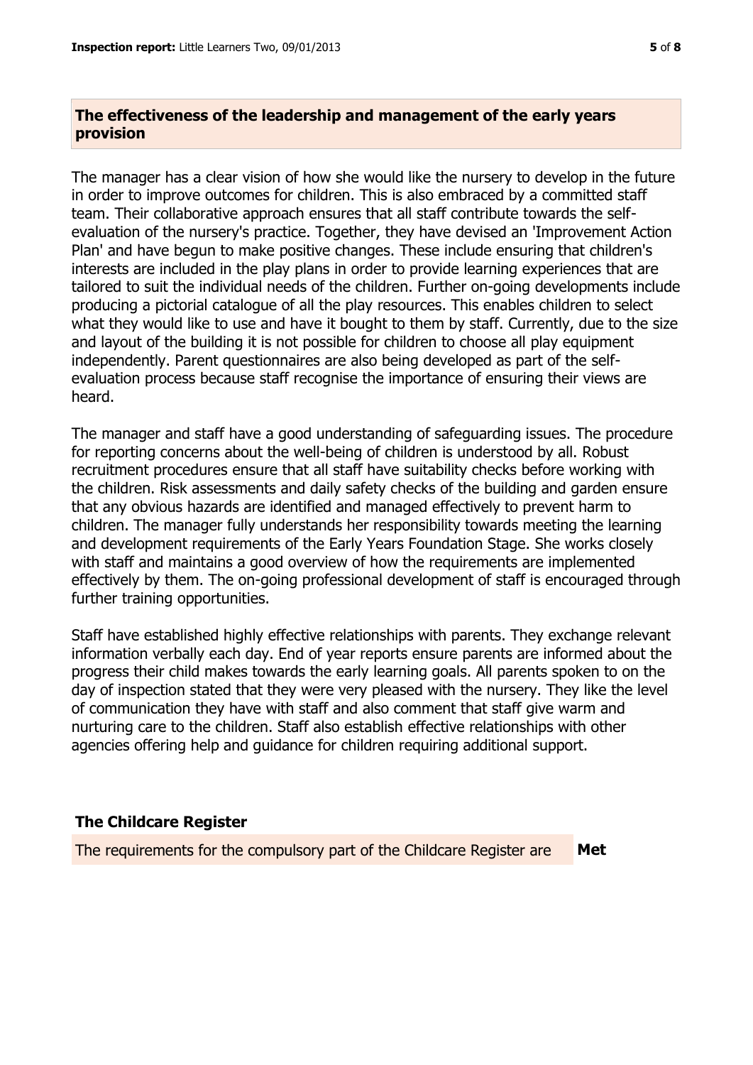## The effectiveness of the leadership and management of the early years provision

The manager has a clear vision of how she would like the nursery to develop in the future in order to improve outcomes for children. This is also embraced by a committed staff team. Their collaborative approach ensures that all staff contribute towards the self-evaluation of the nursery's practice. Together, they have devised an 'Improvement Action Plan' and have begun to make positive changes. These include ensuring that children's interests are included in the play plans in order to provide learning experiences that are tailored to suit the individual needs of the children. Further on-going developments include producing a pictorial catalogue of all the play resources. This enables children to select what they would like to use and have it bought to them by staff. Currently, due to the size and layout of the building it is not possible for children to choose all play equipment independently. Parent questionnaires are also being developed as part of the self-evaluation process because staff recognise the importance of ensuring their views are heard.

The manager and staff have a good understanding of safeguarding issues. The procedure for reporting concerns about the well-being of children is understood by all. Robust recruitment procedures ensure that all staff have suitability checks before working with the children. Risk assessments and daily safety checks of the building and garden ensure that any obvious hazards are identified and managed effectively to prevent harm to children. The manager fully understands her responsibility towards meeting the learning and development requirements of the Early Years Foundation Stage. She works closely with staff and maintains a good overview of how the requirements are implemented effectively by them. The on-going professional development of staff is encouraged through further training opportunities.

Staff have established highly effective relationships with parents. They exchange relevant information verbally each day. End of year reports ensure parents are informed about the progress their child makes towards the early learning goals. All parents spoken to on the day of inspection stated that they were very pleased with the nursery. They like the level of communication they have with staff and also comment that staff give warm and nurturing care to the children. Staff also establish effective relationships with other agencies offering help and guidance for children requiring additional support.

## The Childcare Register

| | |
|---|---|
| The requirements for the compulsory part of the Childcare Register are | **Met** |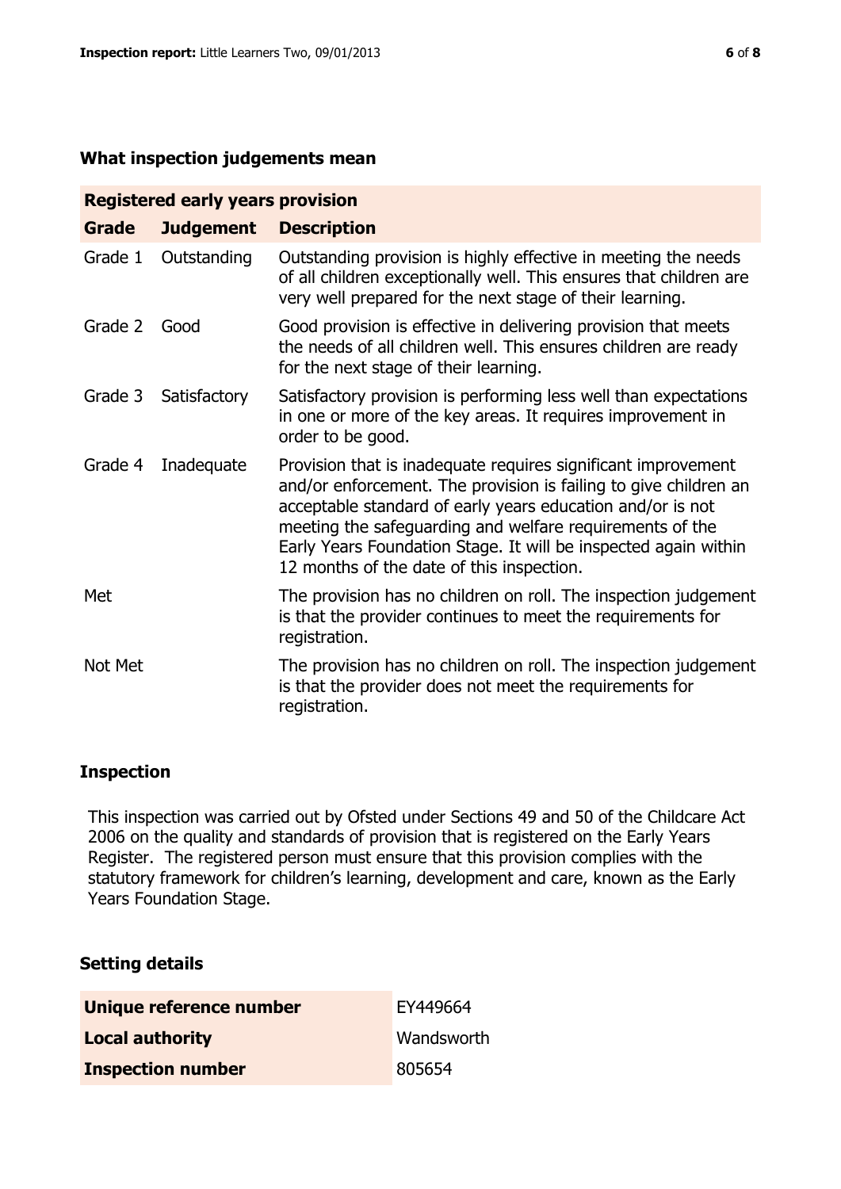## What inspection judgements mean

| Registered early years provision | | |
|---|---|---|
| **Grade** | **Judgement** | **Description** |
| Grade 1 | Outstanding | Outstanding provision is highly effective in meeting the needs of all children exceptionally well. This ensures that children are very well prepared for the next stage of their learning. |
| Grade 2 | Good | Good provision is effective in delivering provision that meets the needs of all children well. This ensures children are ready for the next stage of their learning. |
| Grade 3 | Satisfactory | Satisfactory provision is performing less well than expectations in one or more of the key areas. It requires improvement in order to be good. |
| Grade 4 | Inadequate | Provision that is inadequate requires significant improvement and/or enforcement. The provision is failing to give children an acceptable standard of early years education and/or is not meeting the safeguarding and welfare requirements of the Early Years Foundation Stage. It will be inspected again within 12 months of the date of this inspection. |
| Met | | The provision has no children on roll. The inspection judgement is that the provider continues to meet the requirements for registration. |
| Not Met | | The provision has no children on roll. The inspection judgement is that the provider does not meet the requirements for registration. |

## Inspection

This inspection was carried out by Ofsted under Sections 49 and 50 of the Childcare Act 2006 on the quality and standards of provision that is registered on the Early Years Register. The registered person must ensure that this provision complies with the statutory framework for children's learning, development and care, known as the Early Years Foundation Stage.

## Setting details

| | |
|---|---|
| **Unique reference number** | EY449664 |
| **Local authority** | Wandsworth |
| **Inspection number** | 805654 |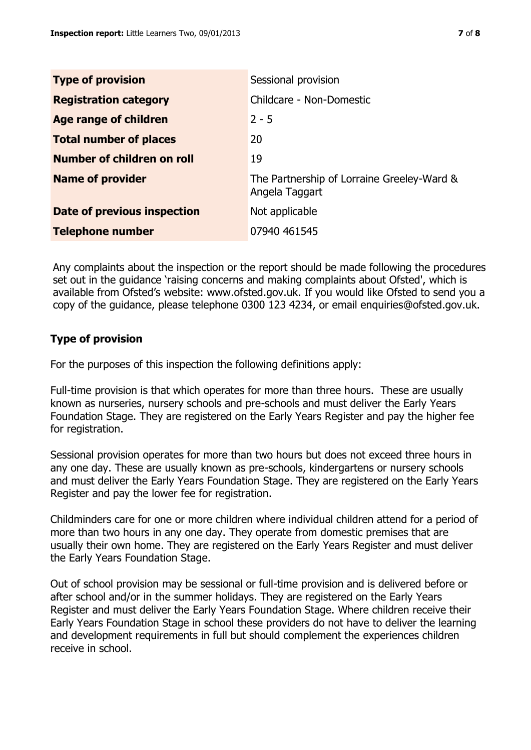| **Type of provision** | Sessional provision |
| --- | --- |
| **Registration category** | Childcare - Non-Domestic |
| **Age range of children** | 2 - 5 |
| **Total number of places** | 20 |
| **Number of children on roll** | 19 |
| **Name of provider** | The Partnership of Lorraine Greeley-Ward & Angela Taggart |
| **Date of previous inspection** | Not applicable |
| **Telephone number** | 07940 461545 |

Any complaints about the inspection or the report should be made following the procedures set out in the guidance 'raising concerns and making complaints about Ofsted', which is available from Ofsted's website: www.ofsted.gov.uk. If you would like Ofsted to send you a copy of the guidance, please telephone 0300 123 4234, or email enquiries@ofsted.gov.uk.

## Type of provision

For the purposes of this inspection the following definitions apply:

Full-time provision is that which operates for more than three hours. These are usually known as nurseries, nursery schools and pre-schools and must deliver the Early Years Foundation Stage. They are registered on the Early Years Register and pay the higher fee for registration.

Sessional provision operates for more than two hours but does not exceed three hours in any one day. These are usually known as pre-schools, kindergartens or nursery schools and must deliver the Early Years Foundation Stage. They are registered on the Early Years Register and pay the lower fee for registration.

Childminders care for one or more children where individual children attend for a period of more than two hours in any one day. They operate from domestic premises that are usually their own home. They are registered on the Early Years Register and must deliver the Early Years Foundation Stage.

Out of school provision may be sessional or full-time provision and is delivered before or after school and/or in the summer holidays. They are registered on the Early Years Register and must deliver the Early Years Foundation Stage. Where children receive their Early Years Foundation Stage in school these providers do not have to deliver the learning and development requirements in full but should complement the experiences children receive in school.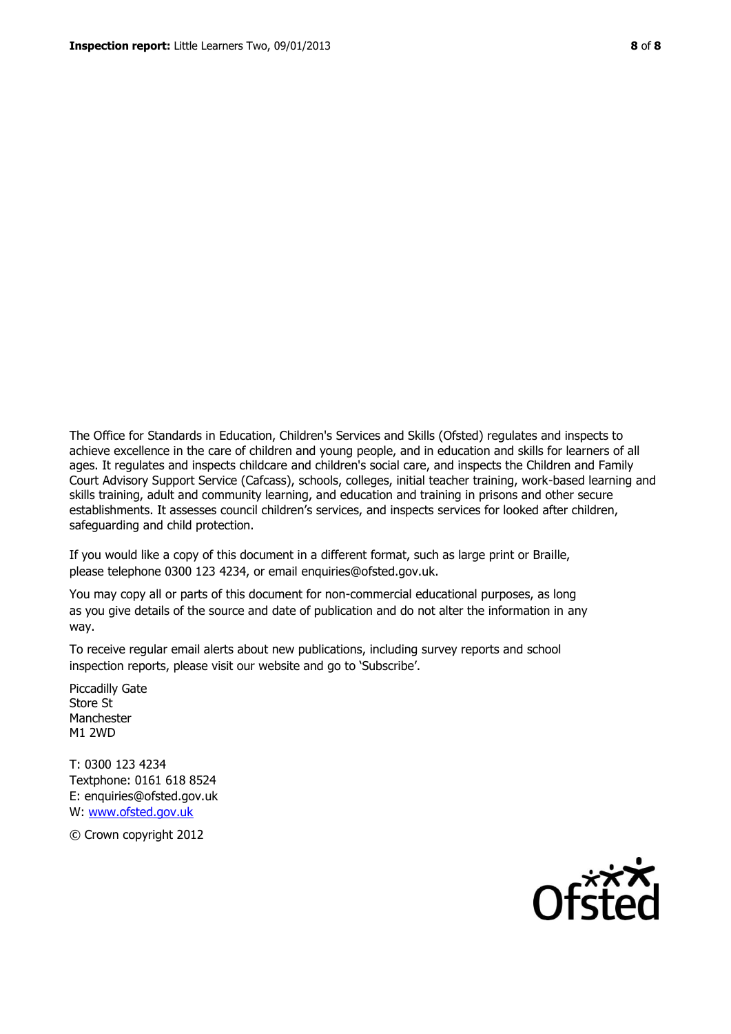The Office for Standards in Education, Children's Services and Skills (Ofsted) regulates and inspects to achieve excellence in the care of children and young people, and in education and skills for learners of all ages. It regulates and inspects childcare and children's social care, and inspects the Children and Family Court Advisory Support Service (Cafcass), schools, colleges, initial teacher training, work-based learning and skills training, adult and community learning, and education and training in prisons and other secure establishments. It assesses council children's services, and inspects services for looked after children, safeguarding and child protection.

If you would like a copy of this document in a different format, such as large print or Braille, please telephone 0300 123 4234, or email enquiries@ofsted.gov.uk.

You may copy all or parts of this document for non-commercial educational purposes, as long as you give details of the source and date of publication and do not alter the information in any way.

To receive regular email alerts about new publications, including survey reports and school inspection reports, please visit our website and go to 'Subscribe'.

Piccadilly Gate
Store St
Manchester
M1 2WD

T: 0300 123 4234
Textphone: 0161 618 8524
E: enquiries@ofsted.gov.uk
W: www.ofsted.gov.uk

© Crown copyright 2012

Ofsted